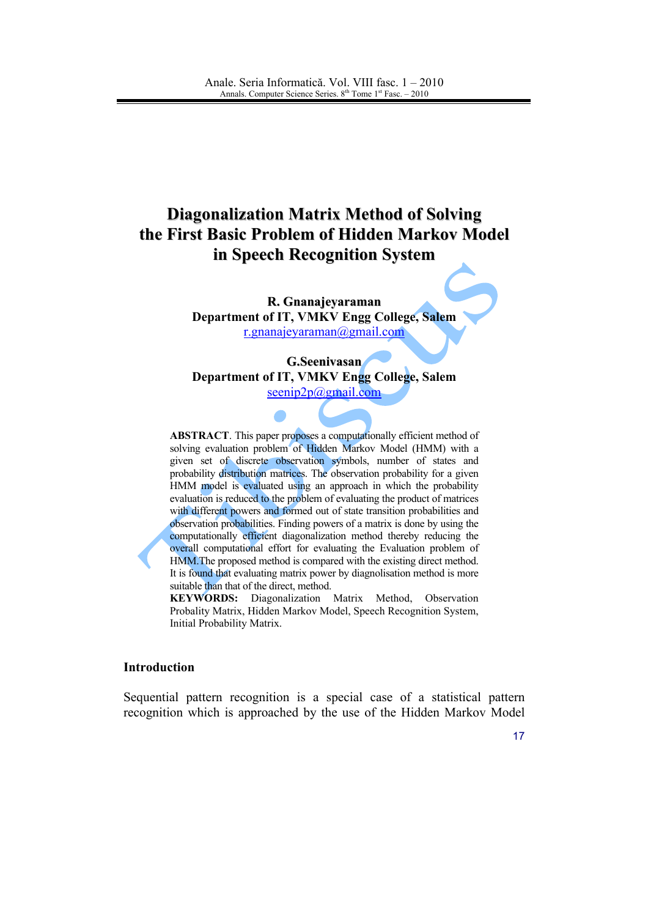# Diagonalization Matrix Method of Solving the First Basic Problem of Hidden Markov Model in Speech Recognition System

**R. Gnanajeyaraman**
**Department of IT, VMKV Engg College, Salem**
r.gnanajeyaraman@gmail.com

**G.Seenivasan**
**Department of IT, VMKV Engg College, Salem**
seenip2p@gmail.com

**ABSTRACT**. This paper proposes a computationally efficient method of solving evaluation problem of Hidden Markov Model (HMM) with a given set of discrete observation symbols, number of states and probability distribution matrices. The observation probability for a given HMM model is evaluated using an approach in which the probability evaluation is reduced to the problem of evaluating the product of matrices with different powers and formed out of state transition probabilities and observation probabilities. Finding powers of a matrix is done by using the computationally efficient diagonalization method thereby reducing the overall computational effort for evaluating the Evaluation problem of HMM.The proposed method is compared with the existing direct method. It is found that evaluating matrix power by diagnolisation method is more suitable than that of the direct, method.

**KEYWORDS:** Diagonalization Matrix Method, Observation Probality Matrix, Hidden Markov Model, Speech Recognition System, Initial Probability Matrix.

## Introduction

Sequential pattern recognition is a special case of a statistical pattern recognition which is approached by the use of the Hidden Markov Model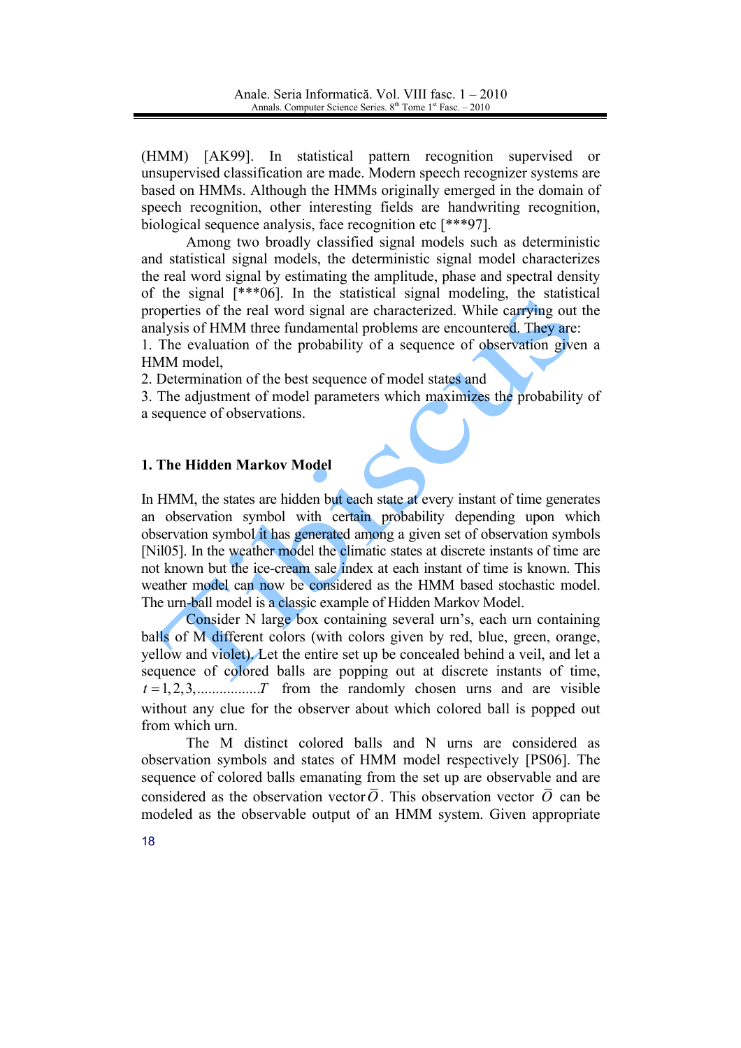(HMM) [AK99]. In statistical pattern recognition supervised or unsupervised classification are made. Modern speech recognizer systems are based on HMMs. Although the HMMs originally emerged in the domain of speech recognition, other interesting fields are handwriting recognition, biological sequence analysis, face recognition etc [***97].

Among two broadly classified signal models such as deterministic and statistical signal models, the deterministic signal model characterizes the real word signal by estimating the amplitude, phase and spectral density of the signal [***06]. In the statistical signal modeling, the statistical properties of the real word signal are characterized. While carrying out the analysis of HMM three fundamental problems are encountered. They are:

1. The evaluation of the probability of a sequence of observation given a HMM model,
2. Determination of the best sequence of model states and
3. The adjustment of model parameters which maximizes the probability of a sequence of observations.

## 1. The Hidden Markov Model

In HMM, the states are hidden but each state at every instant of time generates an observation symbol with certain probability depending upon which observation symbol it has generated among a given set of observation symbols [Nil05]. In the weather model the climatic states at discrete instants of time are not known but the ice-cream sale index at each instant of time is known. This weather model can now be considered as the HMM based stochastic model. The urn-ball model is a classic example of Hidden Markov Model.

Consider N large box containing several urn's, each urn containing balls of M different colors (with colors given by red, blue, green, orange, yellow and violet). Let the entire set up be concealed behind a veil, and let a sequence of colored balls are popping out at discrete instants of time, $t = 1, 2, 3, ................T$ from the randomly chosen urns and are visible without any clue for the observer about which colored ball is popped out from which urn.

The M distinct colored balls and N urns are considered as observation symbols and states of HMM model respectively [PS06]. The sequence of colored balls emanating from the set up are observable and are considered as the observation vector $\overline{O}$. This observation vector $\overline{O}$ can be modeled as the observable output of an HMM system. Given appropriate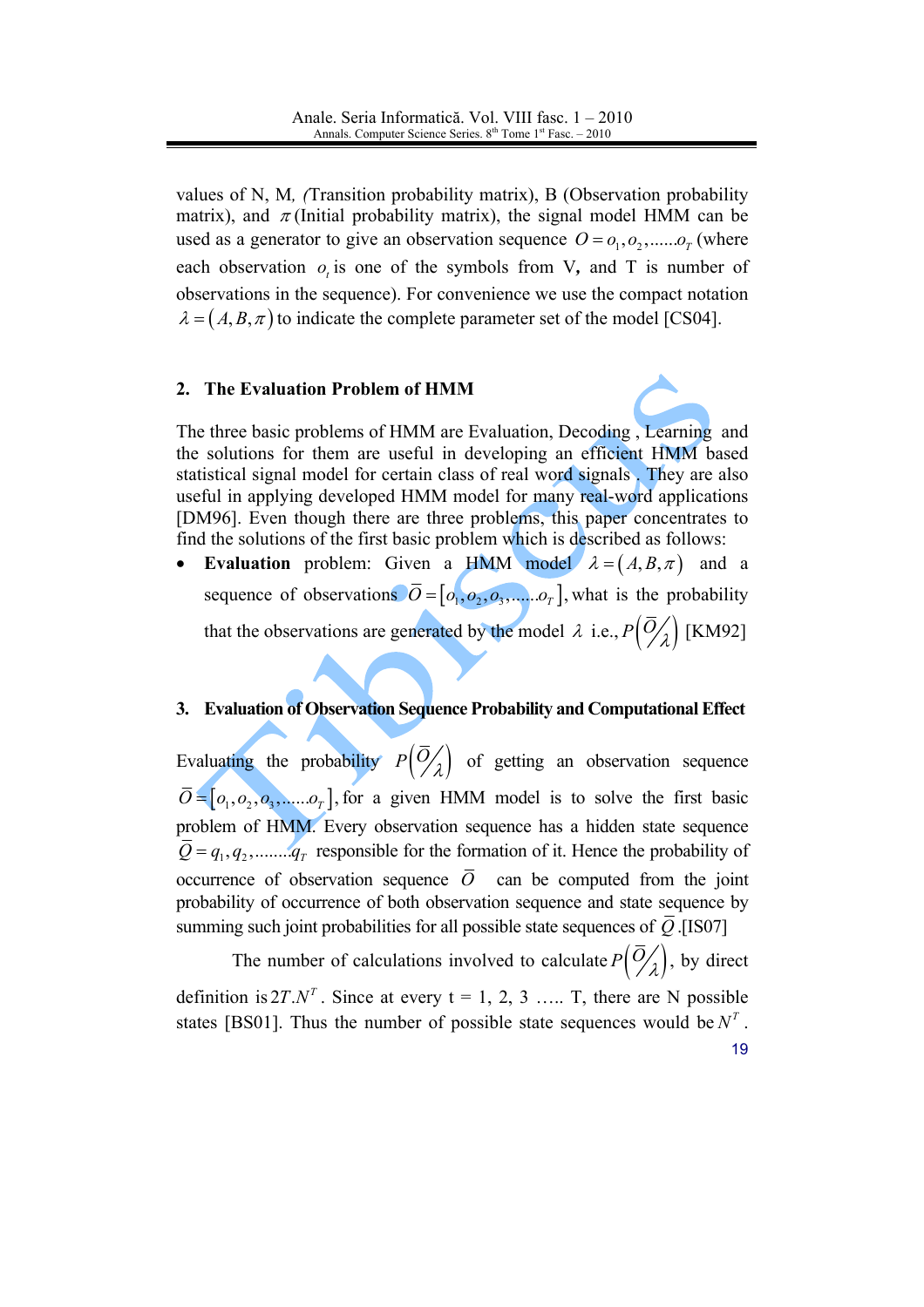values of N, M, *(*Transition probability matrix), B (Observation probability matrix), and $\pi$ (Initial probability matrix), the signal model HMM can be used as a generator to give an observation sequence $O = o_1, o_2, ......o_T$ (where each observation $o_t$ is one of the symbols from V**,** and T is number of observations in the sequence). For convenience we use the compact notation $\lambda = (A, B, \pi)$ to indicate the complete parameter set of the model [CS04].

## 2. The Evaluation Problem of HMM

The three basic problems of HMM are Evaluation, Decoding , Learning and the solutions for them are useful in developing an efficient HMM based statistical signal model for certain class of real word signals . They are also useful in applying developed HMM model for many real-word applications [DM96]. Even though there are three problems, this paper concentrates to find the solutions of the first basic problem which is described as follows:

- **Evaluation** problem: Given a HMM model $\lambda = (A, B, \pi)$ and a sequence of observations $\bar{O} = [o_1, o_2, o_3, ......o_T]$, what is the probability that the observations are generated by the model $\lambda$ i.e., $P\left(\bar{O}/\lambda\right)$ [KM92]

## 3. Evaluation of Observation Sequence Probability and Computational Effect

Evaluating the probability $P\left(\bar{O}/\lambda\right)$ of getting an observation sequence $\bar{O} = [o_1, o_2, o_3, ......o_T]$, for a given HMM model is to solve the first basic problem of HMM. Every observation sequence has a hidden state sequence $\bar{Q} = q_1, q_2, ........q_T$ responsible for the formation of it. Hence the probability of occurrence of observation sequence $\bar{O}$ can be computed from the joint probability of occurrence of both observation sequence and state sequence by summing such joint probabilities for all possible state sequences of $\bar{Q}$.[IS07]

The number of calculations involved to calculate $P\left(\bar{O}/\lambda\right)$, by direct definition is $2T.N^T$. Since at every t = 1, 2, 3 ….. T, there are N possible states [BS01]. Thus the number of possible state sequences would be $N^T$.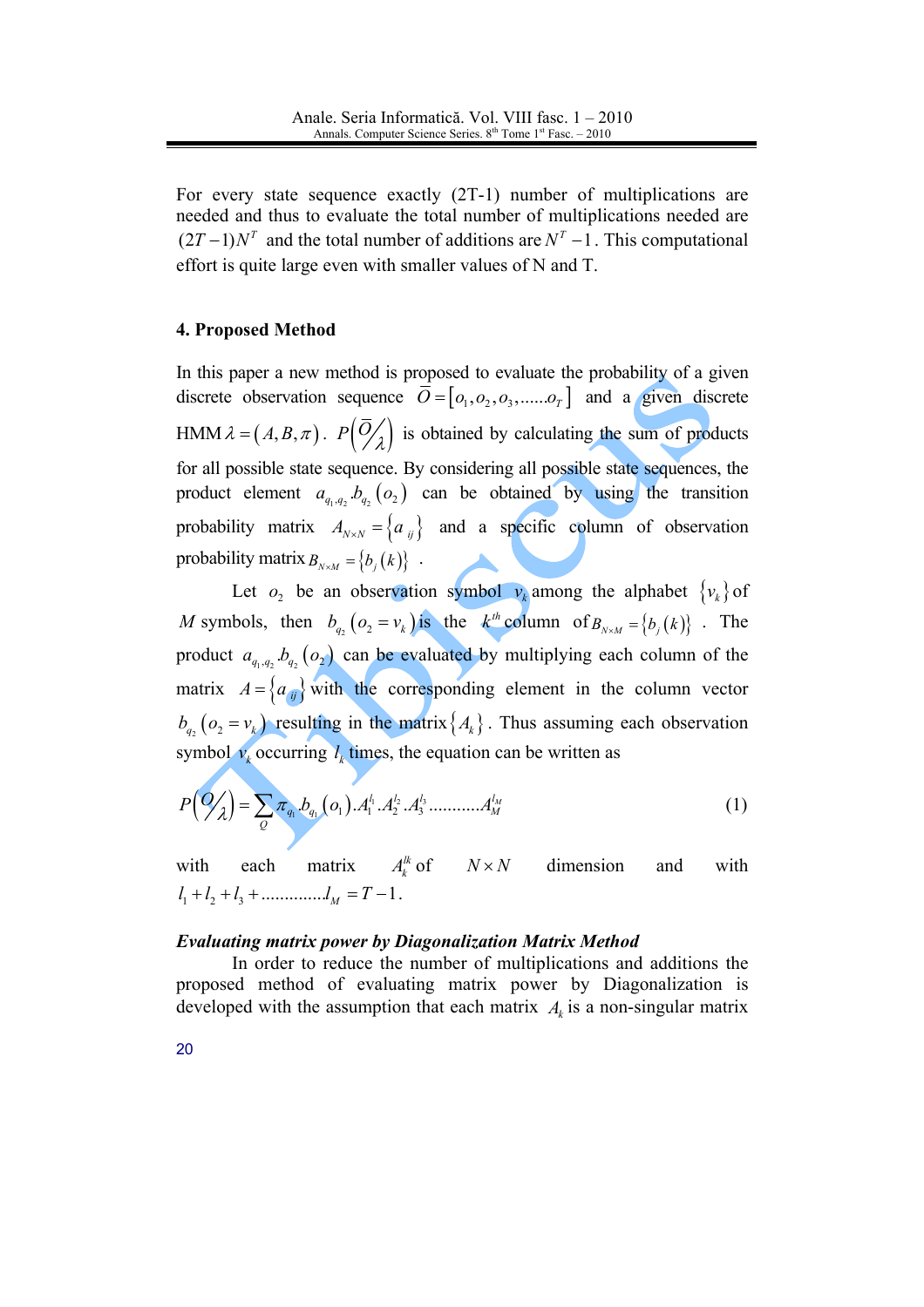For every state sequence exactly (2T-1) number of multiplications are needed and thus to evaluate the total number of multiplications needed are $(2T-1)N^T$ and the total number of additions are $N^T-1$. This computational effort is quite large even with smaller values of N and T.

## 4. Proposed Method

In this paper a new method is proposed to evaluate the probability of a given discrete observation sequence $\bar{O}=[o_1,o_2,o_3,......o_T]$ and a given discrete HMM $\lambda=(A,B,\pi)$. $P\left(\bar{O}/\lambda\right)$ is obtained by calculating the sum of products for all possible state sequence. By considering all possible state sequences, the product element $a_{q_1,q_2}.b_{q_2}(o_2)$ can be obtained by using the transition probability matrix $A_{N\times N}=\{a_{ij}\}$ and a specific column of observation probability matrix $B_{N\times M}=\{b_j(k)\}$ .

Let $o_2$ be an observation symbol $v_k$ among the alphabet $\{v_k\}$ of $M$ symbols, then $b_{q_2}(o_2=v_k)$ is the $k^{th}$ column of $B_{N\times M}=\{b_j(k)\}$ . The product $a_{q_1,q_2}.b_{q_2}(o_2)$ can be evaluated by multiplying each column of the matrix $A=\{a_{ij}\}$ with the corresponding element in the column vector $b_{q_2}(o_2=v_k)$ resulting in the matrix $\{A_k\}$. Thus assuming each observation symbol $v_k$ occurring $l_k$ times, the equation can be written as

$$P\left(O/\lambda\right)=\sum_{Q}\pi_{q_1}.b_{q_1}(o_1).A_1^{l_1}.A_2^{l_2}.A_3^{l_3}...........A_M^{l_M} \tag{1}$$

with each matrix $A_k^{lk}$ of $N\times N$ dimension and with $l_1+l_2+l_3+.............l_M=T-1$.

### *Evaluating matrix power by Diagonalization Matrix Method*

In order to reduce the number of multiplications and additions the proposed method of evaluating matrix power by Diagonalization is developed with the assumption that each matrix $A_k$ is a non-singular matrix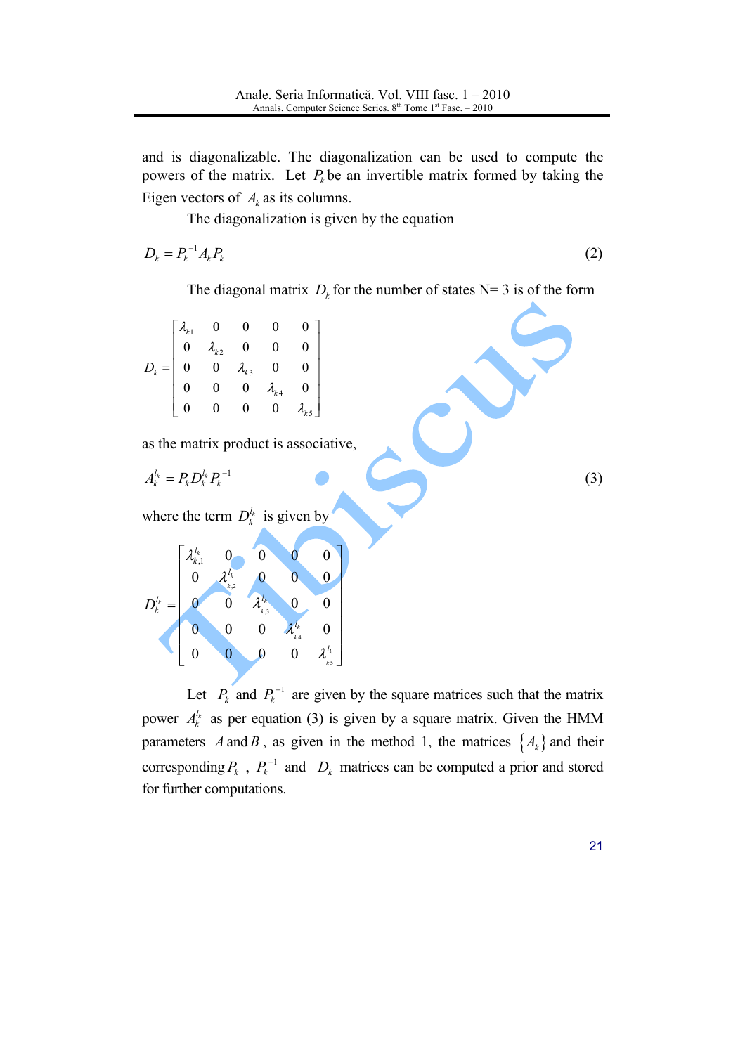and is diagonalizable. The diagonalization can be used to compute the powers of the matrix. Let $P_k$ be an invertible matrix formed by taking the Eigen vectors of $A_k$ as its columns.

The diagonalization is given by the equation

$$D_k = P_k^{-1} A_k P_k \tag{2}$$

The diagonal matrix $D_k$ for the number of states N= 3 is of the form

$$D_k = \begin{bmatrix} \lambda_{k1} & 0 & 0 & 0 & 0 \\ 0 & \lambda_{k2} & 0 & 0 & 0 \\ 0 & 0 & \lambda_{k3} & 0 & 0 \\ 0 & 0 & 0 & \lambda_{k4} & 0 \\ 0 & 0 & 0 & 0 & \lambda_{k5} \end{bmatrix}$$

as the matrix product is associative,

$$A_k^{l_k} = P_k D_k^{l_k} P_k^{-1} \tag{3}$$

where the term $D_k^{l_k}$ is given by

$$D_k^{l_k} = \begin{bmatrix} \lambda_{k,1}^{l_k} & 0 & 0 & 0 & 0 \\ 0 & \lambda_{k,2}^{l_k} & 0 & 0 & 0 \\ 0 & 0 & \lambda_{k,3}^{l_k} & 0 & 0 \\ 0 & 0 & 0 & \lambda_{k4}^{l_k} & 0 \\ 0 & 0 & 0 & 0 & \lambda_{k5}^{l_k} \end{bmatrix}$$

Let $P_k$ and $P_k^{-1}$ are given by the square matrices such that the matrix power $A_k^{l_k}$ as per equation (3) is given by a square matrix. Given the HMM parameters $A$ and $B$, as given in the method 1, the matrices $\{A_k\}$ and their corresponding $P_k$ , $P_k^{-1}$ and $D_k$ matrices can be computed a prior and stored for further computations.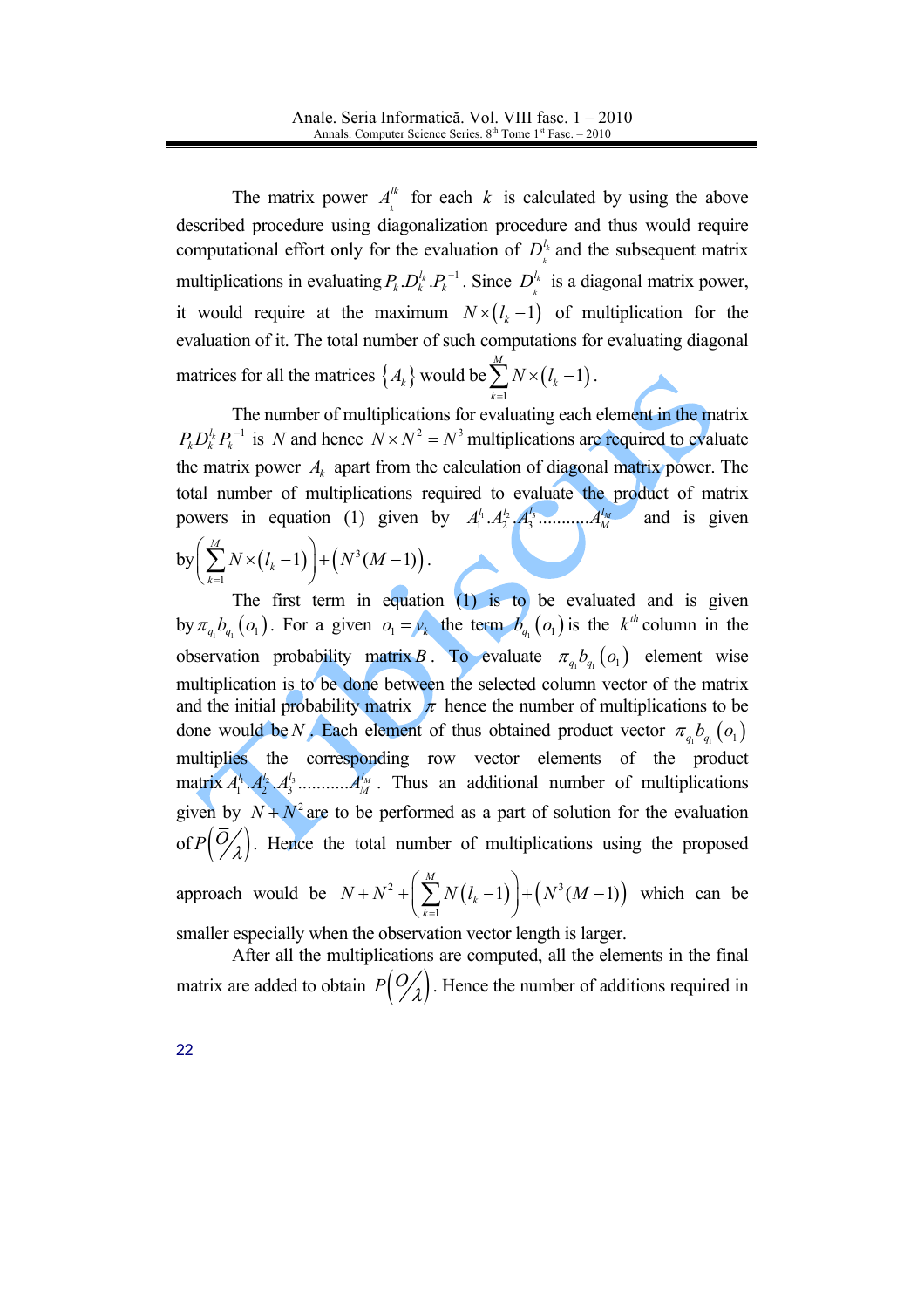The matrix power $A_k^{lk}$ for each $k$ is calculated by using the above described procedure using diagonalization procedure and thus would require computational effort only for the evaluation of $D_k^{l_k}$ and the subsequent matrix multiplications in evaluating $P_k.D_k^{l_k}.P_k^{-1}$. Since $D_k^{l_k}$ is a diagonal matrix power, it would require at the maximum $N \times (l_k - 1)$ of multiplication for the evaluation of it. The total number of such computations for evaluating diagonal matrices for all the matrices $\{A_k\}$ would be $\sum_{k=1}^{M} N \times (l_k - 1)$.

The number of multiplications for evaluating each element in the matrix $P_k D_k^{l_k} P_k^{-1}$ is $N$ and hence $N \times N^2 = N^3$ multiplications are required to evaluate the matrix power $A_k$ apart from the calculation of diagonal matrix power. The total number of multiplications required to evaluate the product of matrix powers in equation (1) given by $A_1^{l_1}.A_2^{l_2}.A_3^{l_3}...........A_M^{l_M}$ and is given by $\left(\sum_{k=1}^{M} N \times (l_k - 1)\right) + \left(N^3(M-1)\right)$.

The first term in equation (1) is to be evaluated and is given by $\pi_{q_1} b_{q_1}(o_1)$. For a given $o_1 = v_k$ the term $b_{q_1}(o_1)$ is the $k^{th}$ column in the observation probability matrix $B$. To evaluate $\pi_{q_1} b_{q_1}(o_1)$ element wise multiplication is to be done between the selected column vector of the matrix and the initial probability matrix $\pi$ hence the number of multiplications to be done would be $N$. Each element of thus obtained product vector $\pi_{q_1} b_{q_1}(o_1)$ multiplies the corresponding row vector elements of the product matrix $A_1^{l_1}.A_2^{l_2}.A_3^{l_3}...........A_M^{l_M}$. Thus an additional number of multiplications given by $N + N^2$ are to be performed as a part of solution for the evaluation of $P\left(\bar{O}/\lambda\right)$. Hence the total number of multiplications using the proposed approach would be $N + N^2 + \left(\sum_{k=1}^{M} N(l_k - 1)\right) + \left(N^3(M-1)\right)$ which can be smaller especially when the observation vector length is larger.

After all the multiplications are computed, all the elements in the final matrix are added to obtain $P\left(\bar{O}/\lambda\right)$. Hence the number of additions required in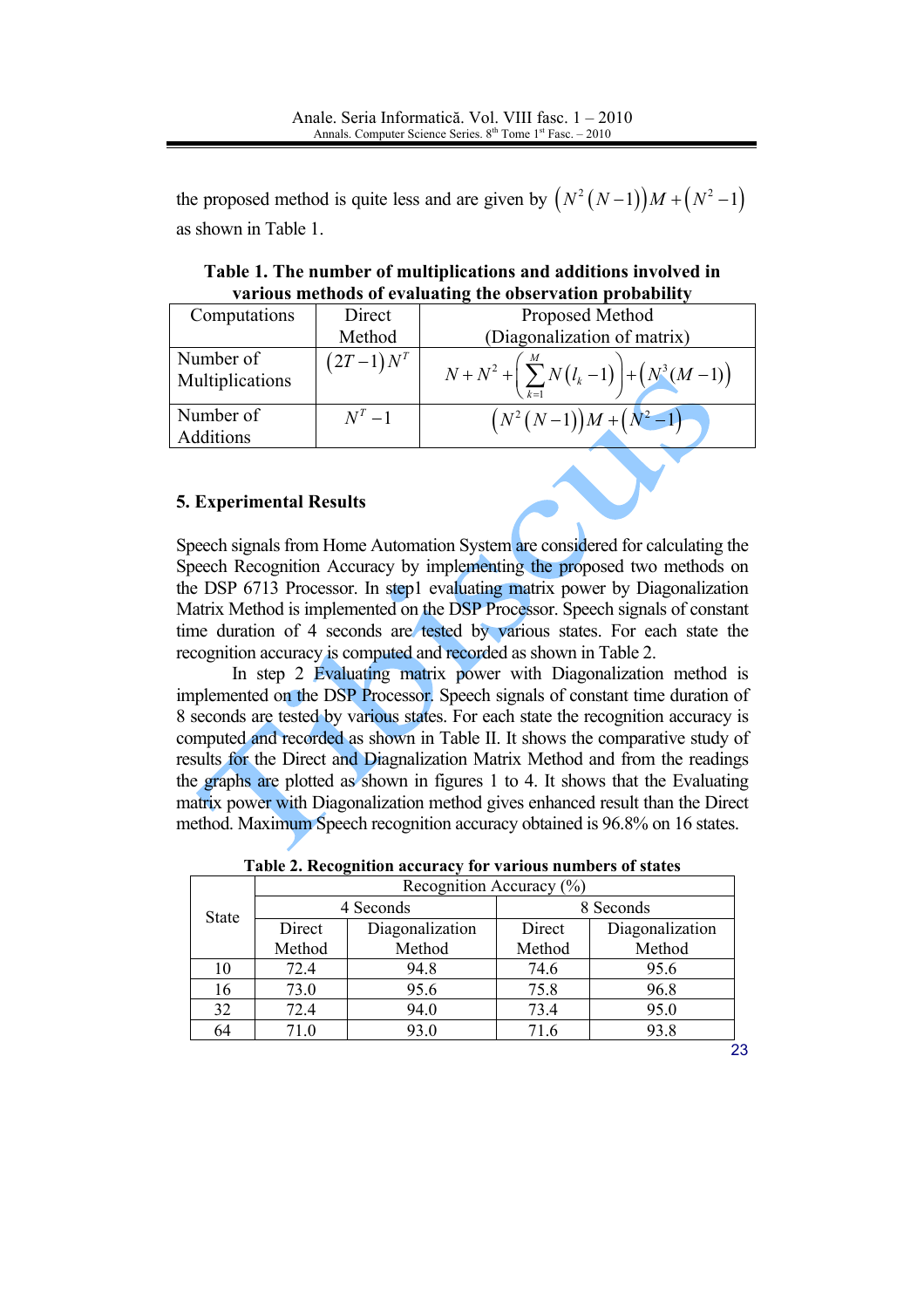the proposed method is quite less and are given by $\left(N^2(N-1)\right)M+\left(N^2-1\right)$ as shown in Table 1.

**Table 1. The number of multiplications and additions involved in various methods of evaluating the observation probability**

| Computations | Direct Method | Proposed Method (Diagonalization of matrix) |
|---|---|---|
| Number of Multiplications | $(2T-1)N^T$ | $N+N^2+\left(\sum_{k=1}^{M} N(l_k-1)\right)+\left(N^3(M-1)\right)$ |
| Number of Additions | $N^T-1$ | $\left(N^2(N-1)\right)M+\left(N^2-1\right)$ |

## 5. Experimental Results

Speech signals from Home Automation System are considered for calculating the Speech Recognition Accuracy by implementing the proposed two methods on the DSP 6713 Processor. In step1 evaluating matrix power by Diagonalization Matrix Method is implemented on the DSP Processor. Speech signals of constant time duration of 4 seconds are tested by various states. For each state the recognition accuracy is computed and recorded as shown in Table 2.

In step 2 Evaluating matrix power with Diagonalization method is implemented on the DSP Processor. Speech signals of constant time duration of 8 seconds are tested by various states. For each state the recognition accuracy is computed and recorded as shown in Table II. It shows the comparative study of results for the Direct and Diagnalization Matrix Method and from the readings the graphs are plotted as shown in figures 1 to 4. It shows that the Evaluating matrix power with Diagonalization method gives enhanced result than the Direct method. Maximum Speech recognition accuracy obtained is 96.8% on 16 states.

**Table 2. Recognition accuracy for various numbers of states**

| State | Recognition Accuracy (%) | | | |
|---|---|---|---|---|
| | 4 Seconds | | 8 Seconds | |
| | Direct Method | Diagonalization Method | Direct Method | Diagonalization Method |
| 10 | 72.4 | 94.8 | 74.6 | 95.6 |
| 16 | 73.0 | 95.6 | 75.8 | 96.8 |
| 32 | 72.4 | 94.0 | 73.4 | 95.0 |
| 64 | 71.0 | 93.0 | 71.6 | 93.8 |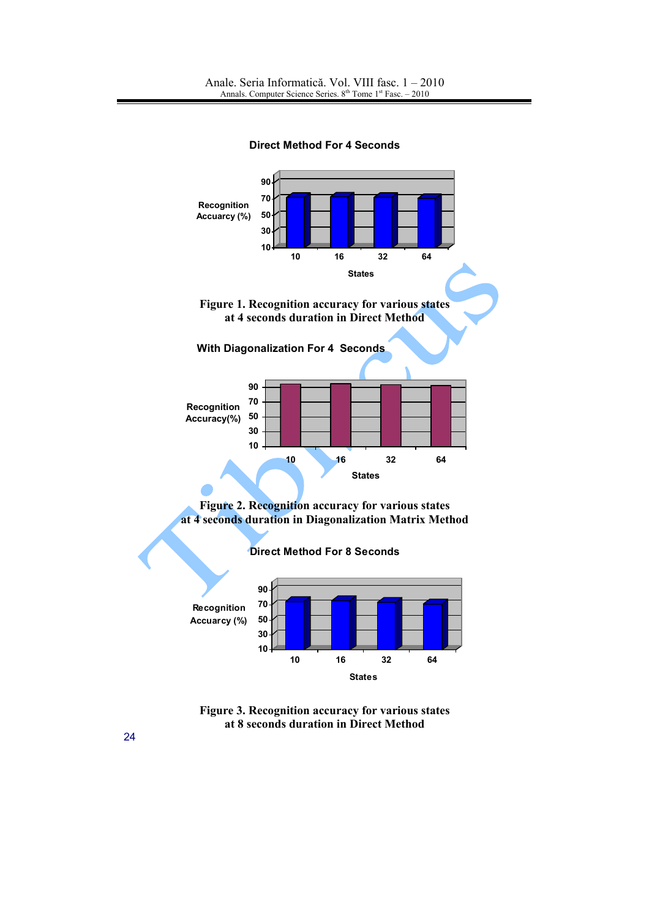Direct Method For 4 Seconds

Recognition Accuarcy (%)

States

**Figure 1. Recognition accuracy for various states at 4 seconds duration in Direct Method**

With Diagonalization For 4 Seconds

Recognition Accuracy(%)

States

**Figure 2. Recognition accuracy for various states at 4 seconds duration in Diagonalization Matrix Method**

Direct Method For 8 Seconds

Recognition Accuarcy (%)

States

**Figure 3. Recognition accuracy for various states at 8 seconds duration in Direct Method**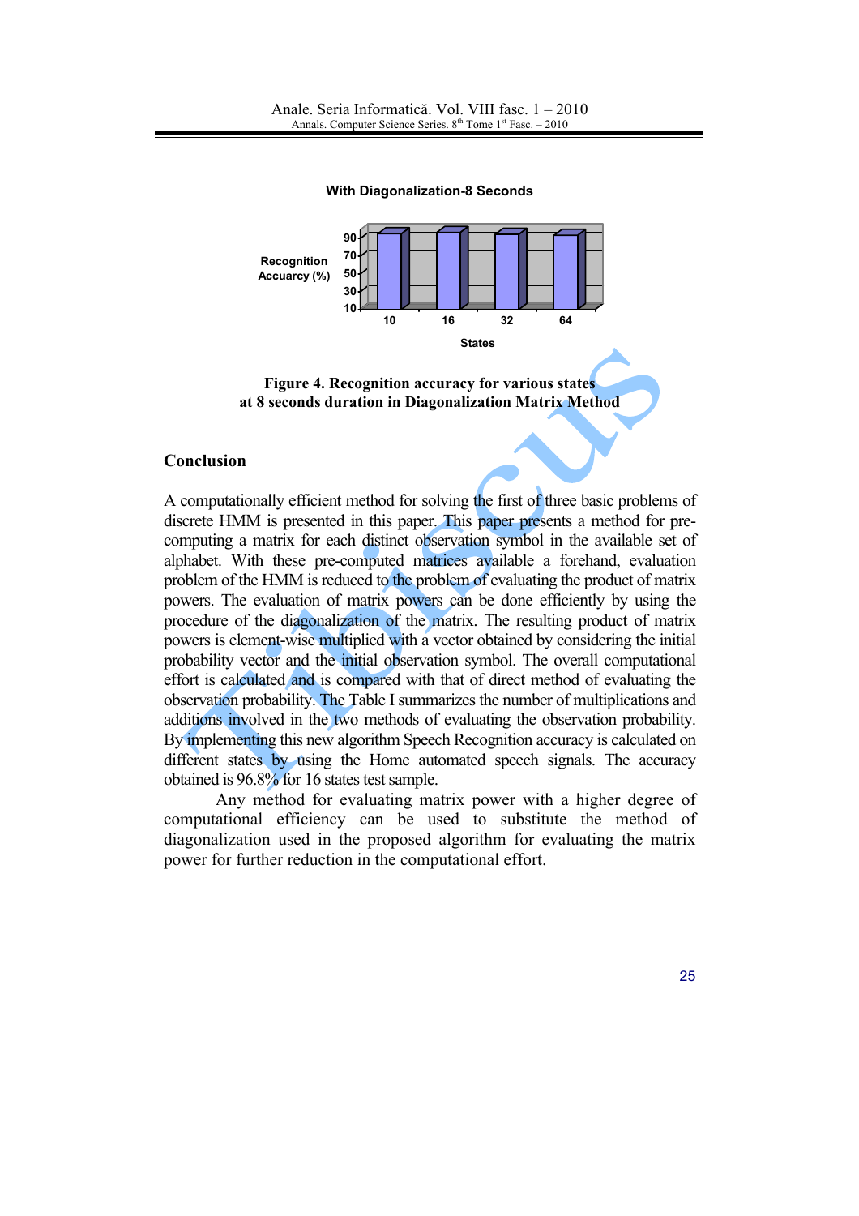**Figure 4. Recognition accuracy for various states at 8 seconds duration in Diagonalization Matrix Method**

## Conclusion

A computationally efficient method for solving the first of three basic problems of discrete HMM is presented in this paper. This paper presents a method for pre-computing a matrix for each distinct observation symbol in the available set of alphabet. With these pre-computed matrices available a forehand, evaluation problem of the HMM is reduced to the problem of evaluating the product of matrix powers. The evaluation of matrix powers can be done efficiently by using the procedure of the diagonalization of the matrix. The resulting product of matrix powers is element-wise multiplied with a vector obtained by considering the initial probability vector and the initial observation symbol. The overall computational effort is calculated and is compared with that of direct method of evaluating the observation probability. The Table I summarizes the number of multiplications and additions involved in the two methods of evaluating the observation probability. By implementing this new algorithm Speech Recognition accuracy is calculated on different states by using the Home automated speech signals. The accuracy obtained is 96.8% for 16 states test sample.

Any method for evaluating matrix power with a higher degree of computational efficiency can be used to substitute the method of diagonalization used in the proposed algorithm for evaluating the matrix power for further reduction in the computational effort.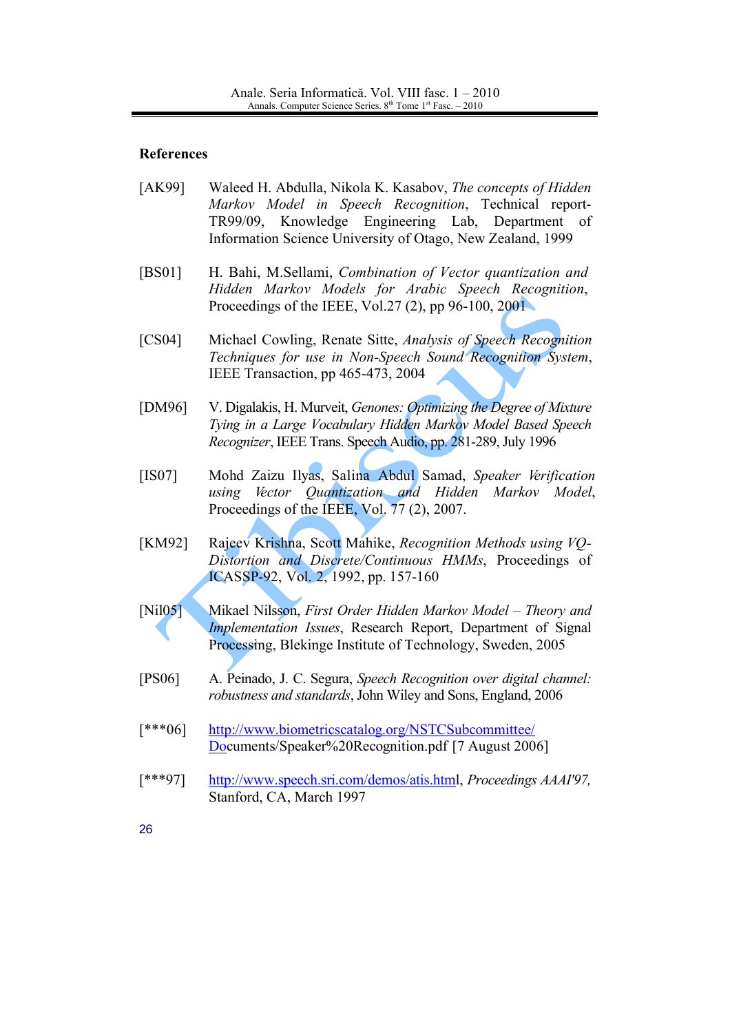## References

[AK99] Waleed H. Abdulla, Nikola K. Kasabov, *The concepts of Hidden Markov Model in Speech Recognition*, Technical report-TR99/09, Knowledge Engineering Lab, Department of Information Science University of Otago, New Zealand, 1999

[BS01] H. Bahi, M.Sellami, *Combination of Vector quantization and Hidden Markov Models for Arabic Speech Recognition*, Proceedings of the IEEE, Vol.27 (2), pp 96-100, 2001

[CS04] Michael Cowling, Renate Sitte, *Analysis of Speech Recognition Techniques for use in Non-Speech Sound Recognition System*, IEEE Transaction, pp 465-473, 2004

[DM96] V. Digalakis, H. Murveit, *Genones: Optimizing the Degree of Mixture Tying in a Large Vocabulary Hidden Markov Model Based Speech Recognizer*, IEEE Trans. Speech Audio, pp. 281-289, July 1996

[IS07] Mohd Zaizu Ilyas, Salina Abdul Samad, *Speaker Verification using Vector Quantization and Hidden Markov Model*, Proceedings of the IEEE, Vol. 77 (2), 2007.

[KM92] Rajeev Krishna, Scott Mahike, *Recognition Methods using VQ-Distortion and Discrete/Continuous HMMs*, Proceedings of ICASSP-92, Vol. 2, 1992, pp. 157-160

[Nil05] Mikael Nilsson, *First Order Hidden Markov Model – Theory and Implementation Issues*, Research Report, Department of Signal Processing, Blekinge Institute of Technology, Sweden, 2005

[PS06] A. Peinado, J. C. Segura, *Speech Recognition over digital channel: robustness and standards*, John Wiley and Sons, England, 2006

[***06] http://www.biometricscatalog.org/NSTCSubcommittee/Documents/Speaker%20Recognition.pdf [7 August 2006]

[***97] http://www.speech.sri.com/demos/atis.html, *Proceedings AAAI'97,* Stanford, CA, March 1997